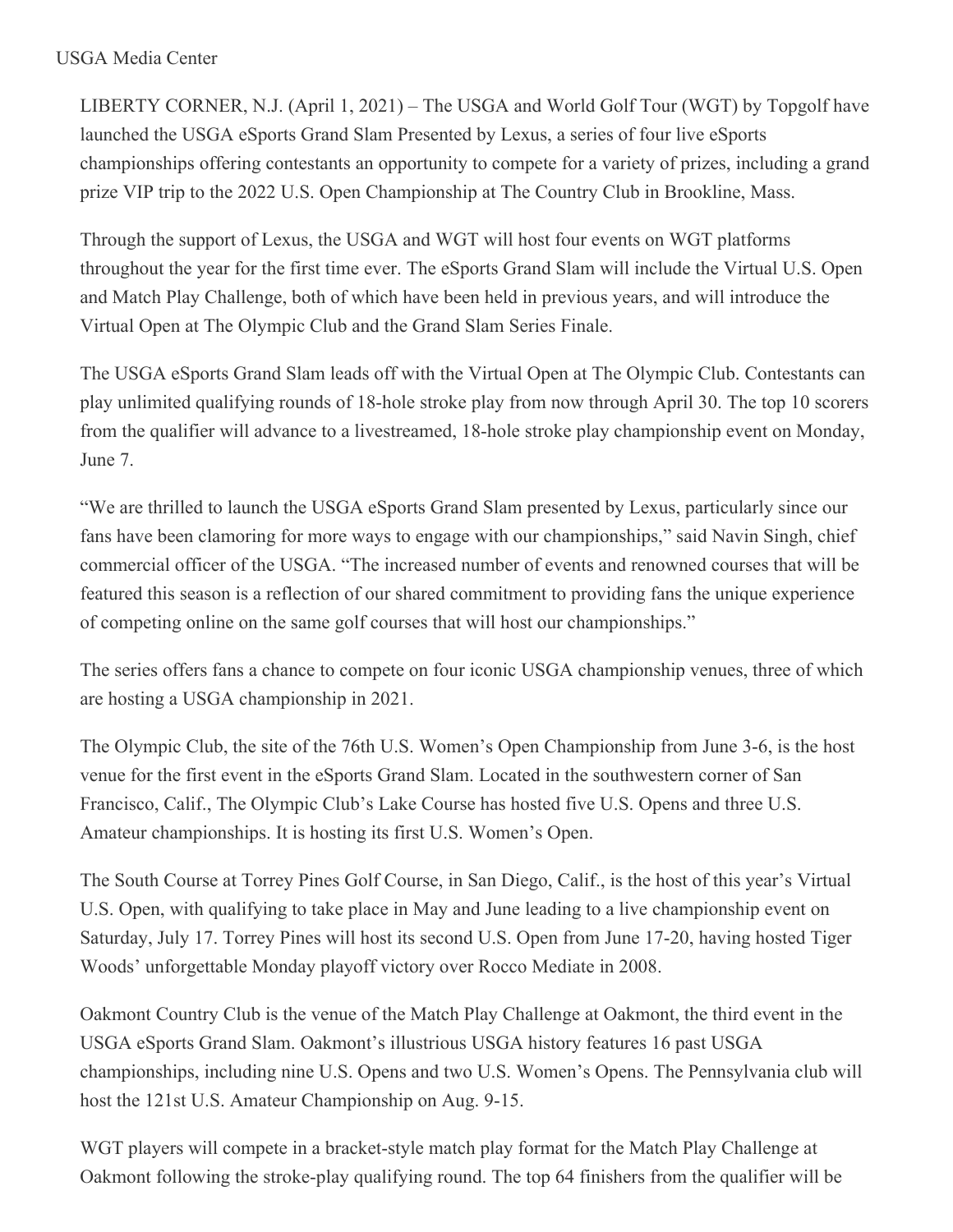USGA Media Center

LIBERTY CORNER, N.J. (April 1, 2021) – The USGA and World Golf Tour (WGT) by Topgolf have launched the USGA eSports Grand Slam Presented by Lexus, a series of four live eSports championships offering contestants an opportunity to compete for a variety of prizes, including a grand prize VIP trip to the 2022 U.S. Open Championship at The Country Club in Brookline, Mass.

Through the support of Lexus, the USGA and WGT will host four events on WGT platforms throughout the year for the first time ever. The eSports Grand Slam will include the Virtual U.S. Open and Match Play Challenge, both of which have been held in previous years, and will introduce the Virtual Open at The Olympic Club and the Grand Slam Series Finale.

The USGA eSports Grand Slam leads off with the Virtual Open at The Olympic Club. Contestants can play unlimited qualifying rounds of 18-hole stroke play from now through April 30. The top 10 scorers from the qualifier will advance to a livestreamed, 18-hole stroke play championship event on Monday, June 7.

"We are thrilled to launch the USGA eSports Grand Slam presented by Lexus, particularly since our fans have been clamoring for more ways to engage with our championships," said Navin Singh, chief commercial officer of the USGA. "The increased number of events and renowned courses that will be featured this season is a reflection of our shared commitment to providing fans the unique experience of competing online on the same golf courses that will host our championships."

The series offers fans a chance to compete on four iconic USGA championship venues, three of which are hosting a USGA championship in 2021.

The Olympic Club, the site of the 76th U.S. Women's Open Championship from June 3-6, is the host venue for the first event in the eSports Grand Slam. Located in the southwestern corner of San Francisco, Calif., The Olympic Club's Lake Course has hosted five U.S. Opens and three U.S. Amateur championships. It is hosting its first U.S. Women's Open.

The South Course at Torrey Pines Golf Course, in San Diego, Calif., is the host of this year's Virtual U.S. Open, with qualifying to take place in May and June leading to a live championship event on Saturday, July 17. Torrey Pines will host its second U.S. Open from June 17-20, having hosted Tiger Woods' unforgettable Monday playoff victory over Rocco Mediate in 2008.

Oakmont Country Club is the venue of the Match Play Challenge at Oakmont, the third event in the USGA eSports Grand Slam. Oakmont's illustrious USGA history features 16 past USGA championships, including nine U.S. Opens and two U.S. Women's Opens. The Pennsylvania club will host the 121st U.S. Amateur Championship on Aug. 9-15.

WGT players will compete in a bracket-style match play format for the Match Play Challenge at Oakmont following the stroke-play qualifying round. The top 64 finishers from the qualifier will be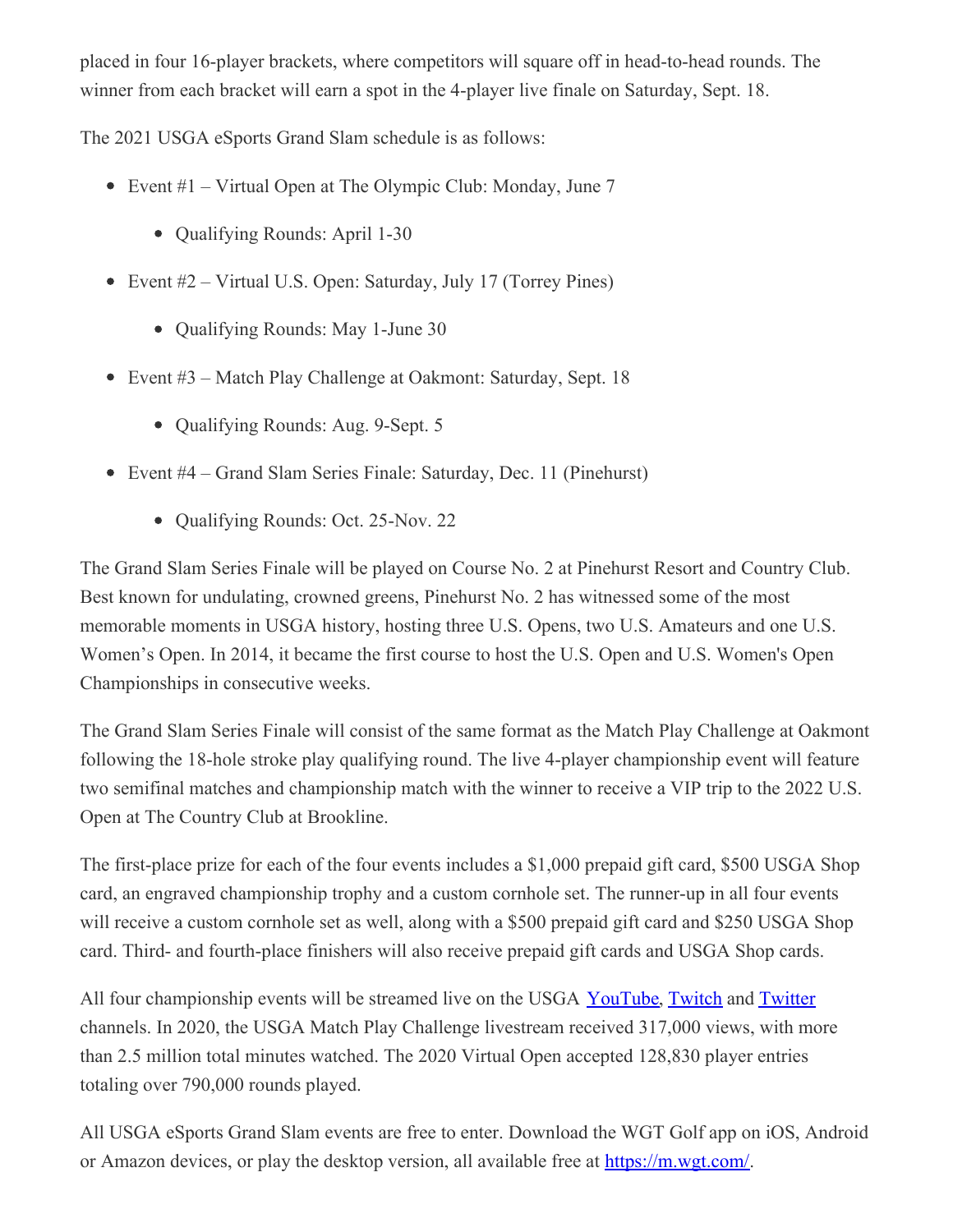placed in four 16-player brackets, where competitors will square off in head-to-head rounds. The winner from each bracket will earn a spot in the 4-player live finale on Saturday, Sept. 18.

The 2021 USGA eSports Grand Slam schedule is as follows:

- Event #1 – Virtual Open at The Olympic Club: Monday, June 7
  - Qualifying Rounds: April 1-30
- Event #2 – Virtual U.S. Open: Saturday, July 17 (Torrey Pines)
  - Qualifying Rounds: May 1-June 30
- Event #3 – Match Play Challenge at Oakmont: Saturday, Sept. 18
  - Qualifying Rounds: Aug. 9-Sept. 5
- Event #4 – Grand Slam Series Finale: Saturday, Dec. 11 (Pinehurst)
  - Qualifying Rounds: Oct. 25-Nov. 22

The Grand Slam Series Finale will be played on Course No. 2 at Pinehurst Resort and Country Club. Best known for undulating, crowned greens, Pinehurst No. 2 has witnessed some of the most memorable moments in USGA history, hosting three U.S. Opens, two U.S. Amateurs and one U.S. Women's Open. In 2014, it became the first course to host the U.S. Open and U.S. Women's Open Championships in consecutive weeks.

The Grand Slam Series Finale will consist of the same format as the Match Play Challenge at Oakmont following the 18-hole stroke play qualifying round. The live 4-player championship event will feature two semifinal matches and championship match with the winner to receive a VIP trip to the 2022 U.S. Open at The Country Club at Brookline.

The first-place prize for each of the four events includes a $1,000 prepaid gift card, $500 USGA Shop card, an engraved championship trophy and a custom cornhole set. The runner-up in all four events will receive a custom cornhole set as well, along with a $500 prepaid gift card and $250 USGA Shop card. Third- and fourth-place finishers will also receive prepaid gift cards and USGA Shop cards.

All four championship events will be streamed live on the USGA [YouTube](), [Twitch]() and [Twitter]() channels. In 2020, the USGA Match Play Challenge livestream received 317,000 views, with more than 2.5 million total minutes watched. The 2020 Virtual Open accepted 128,830 player entries totaling over 790,000 rounds played.

All USGA eSports Grand Slam events are free to enter. Download the WGT Golf app on iOS, Android or Amazon devices, or play the desktop version, all available free at [https://m.wgt.com/](https://m.wgt.com/).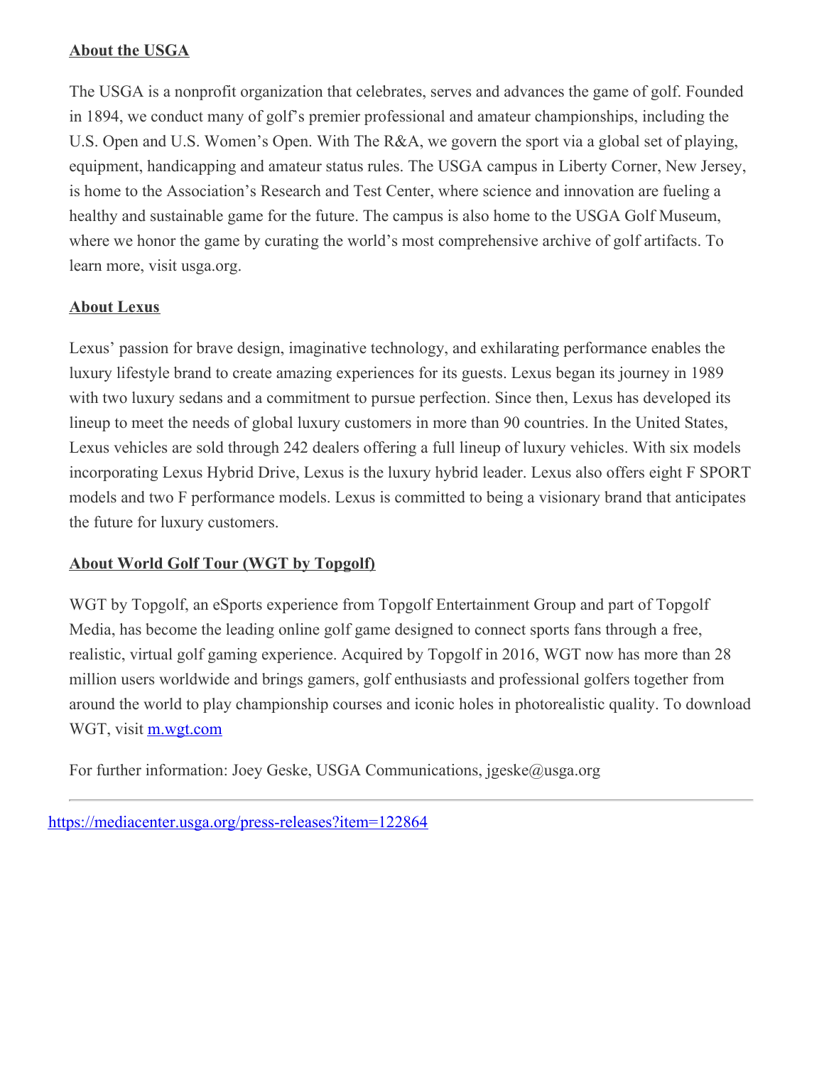**About the USGA**

The USGA is a nonprofit organization that celebrates, serves and advances the game of golf. Founded in 1894, we conduct many of golf's premier professional and amateur championships, including the U.S. Open and U.S. Women's Open. With The R&A, we govern the sport via a global set of playing, equipment, handicapping and amateur status rules. The USGA campus in Liberty Corner, New Jersey, is home to the Association's Research and Test Center, where science and innovation are fueling a healthy and sustainable game for the future. The campus is also home to the USGA Golf Museum, where we honor the game by curating the world's most comprehensive archive of golf artifacts. To learn more, visit usga.org.

**About Lexus**

Lexus' passion for brave design, imaginative technology, and exhilarating performance enables the luxury lifestyle brand to create amazing experiences for its guests. Lexus began its journey in 1989 with two luxury sedans and a commitment to pursue perfection. Since then, Lexus has developed its lineup to meet the needs of global luxury customers in more than 90 countries. In the United States, Lexus vehicles are sold through 242 dealers offering a full lineup of luxury vehicles. With six models incorporating Lexus Hybrid Drive, Lexus is the luxury hybrid leader. Lexus also offers eight F SPORT models and two F performance models. Lexus is committed to being a visionary brand that anticipates the future for luxury customers.

**About World Golf Tour (WGT by Topgolf)**

WGT by Topgolf, an eSports experience from Topgolf Entertainment Group and part of Topgolf Media, has become the leading online golf game designed to connect sports fans through a free, realistic, virtual golf gaming experience. Acquired by Topgolf in 2016, WGT now has more than 28 million users worldwide and brings gamers, golf enthusiasts and professional golfers together from around the world to play championship courses and iconic holes in photorealistic quality. To download WGT, visit [m.wgt.com](m.wgt.com)

For further information: Joey Geske, USGA Communications, jgeske@usga.org

---

https://mediacenter.usga.org/press-releases?item=122864